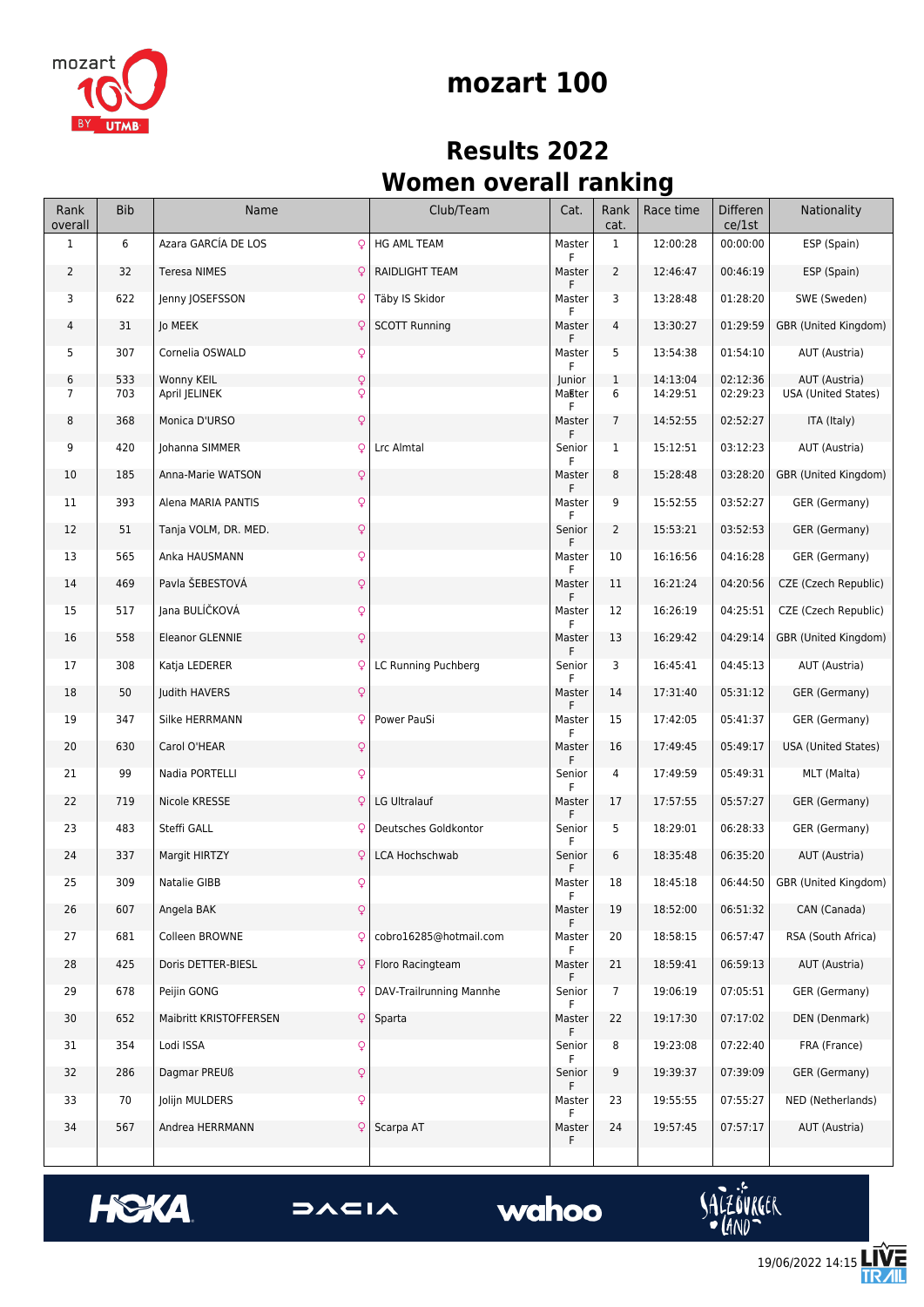# mozart 100

## Results 2022
## Women overall ranking

| Rank overall | Bib | Name | Club/Team | Cat. | Rank cat. | Race time | Difference/1st | Nationality |
|---|---|---|---|---|---|---|---|---|
| 1 | 6 | Azara GARCÍA DE LOS ♀ | HG AML TEAM | Master F | 1 | 12:00:28 | 00:00:00 | ESP (Spain) |
| 2 | 32 | Teresa NIMES ♀ | RAIDLIGHT TEAM | Master F | 2 | 12:46:47 | 00:46:19 | ESP (Spain) |
| 3 | 622 | Jenny JOSEFSSON ♀ | Täby IS Skidor | Master F | 3 | 13:28:48 | 01:28:20 | SWE (Sweden) |
| 4 | 31 | Jo MEEK ♀ | SCOTT Running | Master F | 4 | 13:30:27 | 01:29:59 | GBR (United Kingdom) |
| 5 | 307 | Cornelia OSWALD ♀ | | Master F | 5 | 13:54:38 | 01:54:10 | AUT (Austria) |
| 6 | 533 | Wonny KEIL ♀ | | Junior F | 1 | 14:13:04 | 02:12:36 | AUT (Austria) |
| 7 | 703 | April JELINEK ♀ | | Master F | 6 | 14:29:51 | 02:29:23 | USA (United States) |
| 8 | 368 | Monica D'URSO ♀ | | Master F | 7 | 14:52:55 | 02:52:27 | ITA (Italy) |
| 9 | 420 | Johanna SIMMER ♀ | Lrc Almtal | Senior F | 1 | 15:12:51 | 03:12:23 | AUT (Austria) |
| 10 | 185 | Anna-Marie WATSON ♀ | | Master F | 8 | 15:28:48 | 03:28:20 | GBR (United Kingdom) |
| 11 | 393 | Alena MARIA PANTIS ♀ | | Master F | 9 | 15:52:55 | 03:52:27 | GER (Germany) |
| 12 | 51 | Tanja VOLM, DR. MED. ♀ | | Senior F | 2 | 15:53:21 | 03:52:53 | GER (Germany) |
| 13 | 565 | Anka HAUSMANN ♀ | | Master F | 10 | 16:16:56 | 04:16:28 | GER (Germany) |
| 14 | 469 | Pavla ŠEBESTOVÁ ♀ | | Master F | 11 | 16:21:24 | 04:20:56 | CZE (Czech Republic) |
| 15 | 517 | Jana BULÍČKOVÁ ♀ | | Master F | 12 | 16:26:19 | 04:25:51 | CZE (Czech Republic) |
| 16 | 558 | Eleanor GLENNIE ♀ | | Master F | 13 | 16:29:42 | 04:29:14 | GBR (United Kingdom) |
| 17 | 308 | Katja LEDERER ♀ | LC Running Puchberg | Senior F | 3 | 16:45:41 | 04:45:13 | AUT (Austria) |
| 18 | 50 | Judith HAVERS ♀ | | Master F | 14 | 17:31:40 | 05:31:12 | GER (Germany) |
| 19 | 347 | Silke HERRMANN ♀ | Power PauSi | Master F | 15 | 17:42:05 | 05:41:37 | GER (Germany) |
| 20 | 630 | Carol O'HEAR ♀ | | Master F | 16 | 17:49:45 | 05:49:17 | USA (United States) |
| 21 | 99 | Nadia PORTELLI ♀ | | Senior F | 4 | 17:49:59 | 05:49:31 | MLT (Malta) |
| 22 | 719 | Nicole KRESSE ♀ | LG Ultralauf | Master F | 17 | 17:57:55 | 05:57:27 | GER (Germany) |
| 23 | 483 | Steffi GALL ♀ | Deutsches Goldkontor | Senior F | 5 | 18:29:01 | 06:28:33 | GER (Germany) |
| 24 | 337 | Margit HIRTZY ♀ | LCA Hochschwab | Senior F | 6 | 18:35:48 | 06:35:20 | AUT (Austria) |
| 25 | 309 | Natalie GIBB ♀ | | Master F | 18 | 18:45:18 | 06:44:50 | GBR (United Kingdom) |
| 26 | 607 | Angela BAK ♀ | | Master F | 19 | 18:52:00 | 06:51:32 | CAN (Canada) |
| 27 | 681 | Colleen BROWNE ♀ | cobro16285@hotmail.com | Master F | 20 | 18:58:15 | 06:57:47 | RSA (South Africa) |
| 28 | 425 | Doris DETTER-BIESL ♀ | Floro Racingteam | Master F | 21 | 18:59:41 | 06:59:13 | AUT (Austria) |
| 29 | 678 | Peijin GONG ♀ | DAV-Trailrunning Mannhe | Senior F | 7 | 19:06:19 | 07:05:51 | GER (Germany) |
| 30 | 652 | Maibritt KRISTOFFERSEN ♀ | Sparta | Master F | 22 | 19:17:30 | 07:17:02 | DEN (Denmark) |
| 31 | 354 | Lodi ISSA ♀ | | Senior F | 8 | 19:23:08 | 07:22:40 | FRA (France) |
| 32 | 286 | Dagmar PREUß ♀ | | Senior F | 9 | 19:39:37 | 07:39:09 | GER (Germany) |
| 33 | 70 | Jolijn MULDERS ♀ | | Master F | 23 | 19:55:55 | 07:55:27 | NED (Netherlands) |
| 34 | 567 | Andrea HERRMANN ♀ | Scarpa AT | Master F | 24 | 19:57:45 | 07:57:17 | AUT (Austria) |

19/06/2022 14:15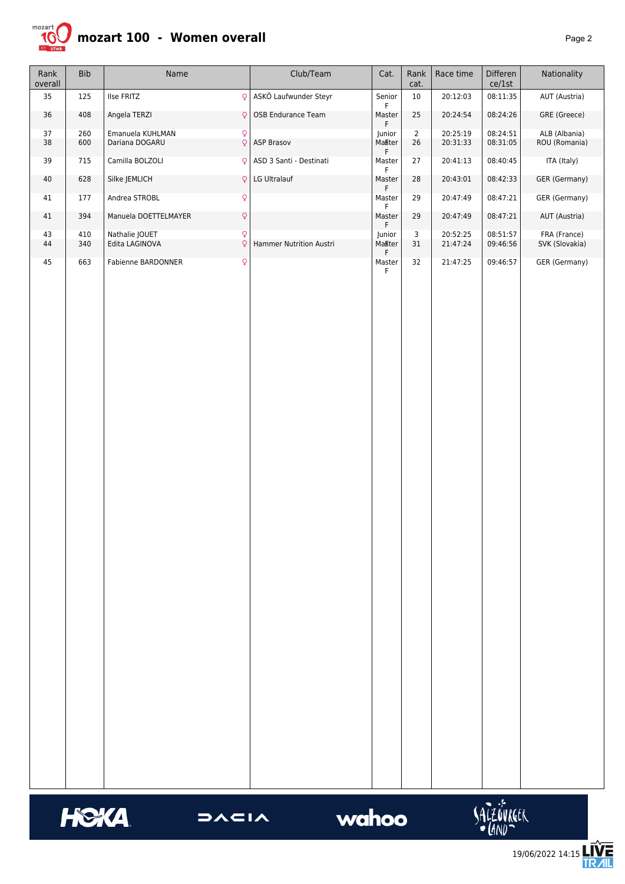# mozart 100 - Women overall

| Rank overall | Bib | Name | Club/Team | Cat. | Rank cat. | Race time | Difference/1st | Nationality |
|---|---|---|---|---|---|---|---|---|
| 35 | 125 | Ilse FRITZ ♀ | ASKÖ Laufwunder Steyr | Senior F | 10 | 20:12:03 | 08:11:35 | AUT (Austria) |
| 36 | 408 | Angela TERZI ♀ | OSB Endurance Team | Master F | 25 | 20:24:54 | 08:24:26 | GRE (Greece) |
| 37 | 260 | Emanuela KUHLMAN ♀ | | Junior F | 2 | 20:25:19 | 08:24:51 | ALB (Albania) |
| 38 | 600 | Dariana DOGARU ♀ | ASP Brasov | Master F | 26 | 20:31:33 | 08:31:05 | ROU (Romania) |
| 39 | 715 | Camilla BOLZOLI ♀ | ASD 3 Santi - Destinati | Master F | 27 | 20:41:13 | 08:40:45 | ITA (Italy) |
| 40 | 628 | Silke JEMLICH ♀ | LG Ultralauf | Master F | 28 | 20:43:01 | 08:42:33 | GER (Germany) |
| 41 | 177 | Andrea STROBL ♀ | | Master F | 29 | 20:47:49 | 08:47:21 | GER (Germany) |
| 41 | 394 | Manuela DOETTELMAYER ♀ | | Master F | 29 | 20:47:49 | 08:47:21 | AUT (Austria) |
| 43 | 410 | Nathalie JOUET ♀ | | Junior F | 3 | 20:52:25 | 08:51:57 | FRA (France) |
| 44 | 340 | Edita LAGINOVA ♀ | Hammer Nutrition Austri | Master F | 31 | 21:47:24 | 09:46:56 | SVK (Slovakia) |
| 45 | 663 | Fabienne BARDONNER ♀ | | Master F | 32 | 21:47:25 | 09:46:57 | GER (Germany) |

19/06/2022 14:15